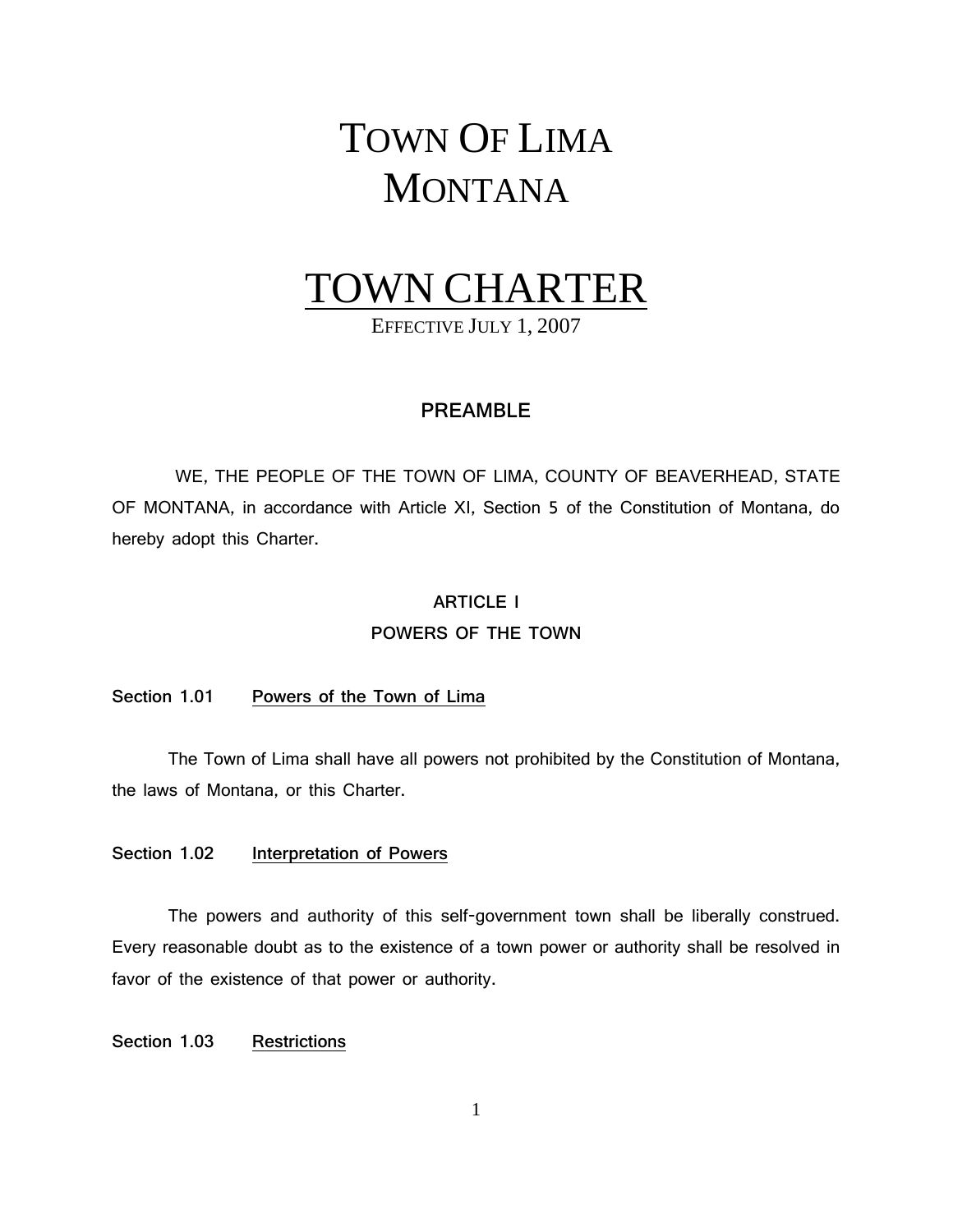# TOWN OF LIMA MONTANA

# TOWN CHARTER

EFFECTIVE JULY 1, 2007

## PREAMBLE

WE, THE PEOPLE OF THE TOWN OF LIMA, COUNTY OF BEAVERHEAD, STATE OF MONTANA, in accordance with Article XI, Section 5 of the Constitution of Montana, do hereby adopt this Charter.

## ARTICLE I
## POWERS OF THE TOWN

### Section 1.01 Powers of the Town of Lima

The Town of Lima shall have all powers not prohibited by the Constitution of Montana, the laws of Montana, or this Charter.

### Section 1.02 Interpretation of Powers

The powers and authority of this self-government town shall be liberally construed. Every reasonable doubt as to the existence of a town power or authority shall be resolved in favor of the existence of that power or authority.

### Section 1.03 Restrictions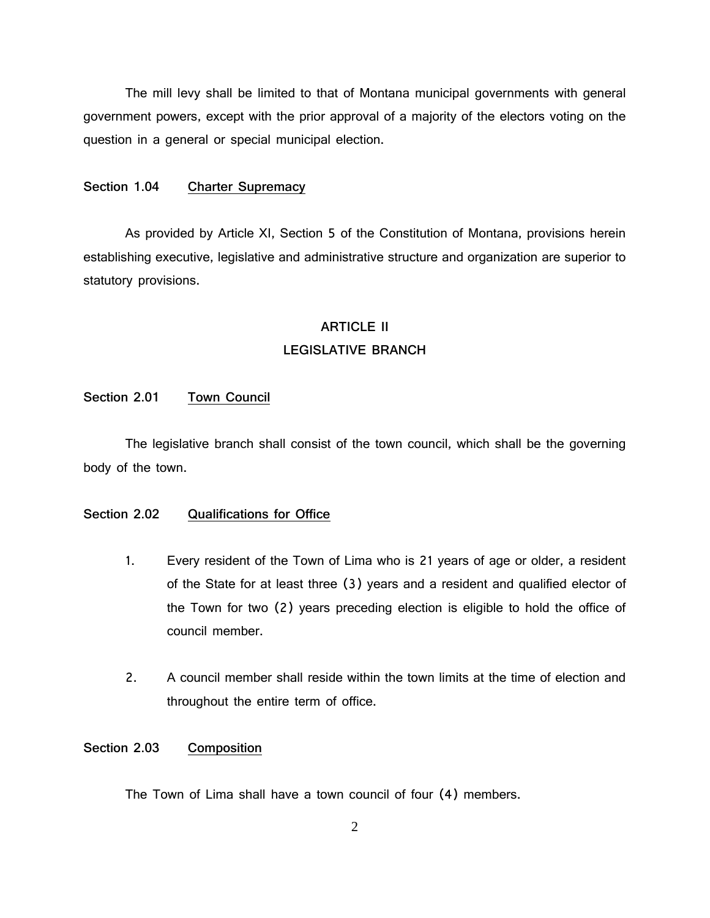The mill levy shall be limited to that of Montana municipal governments with general government powers, except with the prior approval of a majority of the electors voting on the question in a general or special municipal election.

**Section 1.04 Charter Supremacy**

As provided by Article XI, Section 5 of the Constitution of Montana, provisions herein establishing executive, legislative and administrative structure and organization are superior to statutory provisions.

## ARTICLE II
## LEGISLATIVE BRANCH

**Section 2.01 Town Council**

The legislative branch shall consist of the town council, which shall be the governing body of the town.

**Section 2.02 Qualifications for Office**

1. Every resident of the Town of Lima who is 21 years of age or older, a resident of the State for at least three (3) years and a resident and qualified elector of the Town for two (2) years preceding election is eligible to hold the office of council member.

2. A council member shall reside within the town limits at the time of election and throughout the entire term of office.

**Section 2.03 Composition**

The Town of Lima shall have a town council of four (4) members.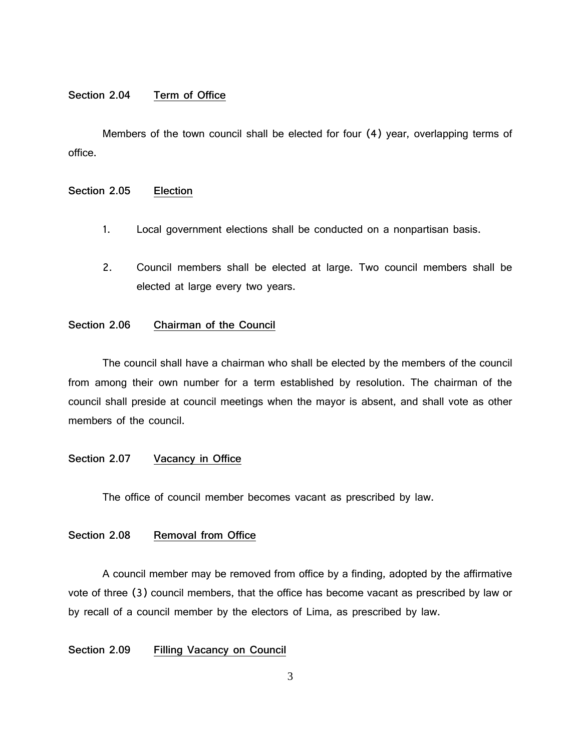**Section 2.04 Term of Office**

Members of the town council shall be elected for four (4) year, overlapping terms of office.

**Section 2.05 Election**

1. Local government elections shall be conducted on a nonpartisan basis.

2. Council members shall be elected at large. Two council members shall be elected at large every two years.

**Section 2.06 Chairman of the Council**

The council shall have a chairman who shall be elected by the members of the council from among their own number for a term established by resolution. The chairman of the council shall preside at council meetings when the mayor is absent, and shall vote as other members of the council.

**Section 2.07 Vacancy in Office**

The office of council member becomes vacant as prescribed by law.

**Section 2.08 Removal from Office**

A council member may be removed from office by a finding, adopted by the affirmative vote of three (3) council members, that the office has become vacant as prescribed by law or by recall of a council member by the electors of Lima, as prescribed by law.

**Section 2.09 Filling Vacancy on Council**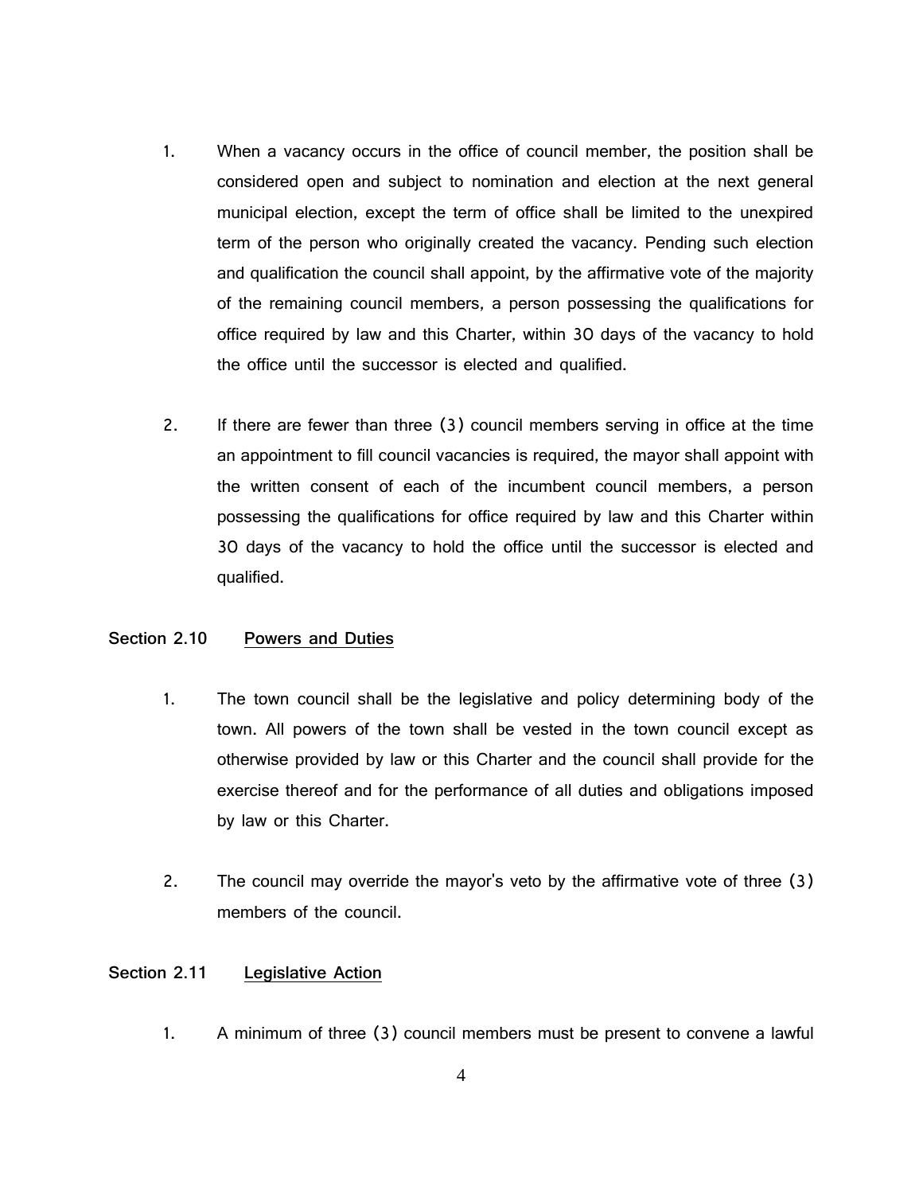1. When a vacancy occurs in the office of council member, the position shall be considered open and subject to nomination and election at the next general municipal election, except the term of office shall be limited to the unexpired term of the person who originally created the vacancy. Pending such election and qualification the council shall appoint, by the affirmative vote of the majority of the remaining council members, a person possessing the qualifications for office required by law and this Charter, within 30 days of the vacancy to hold the office until the successor is elected and qualified.

2. If there are fewer than three (3) council members serving in office at the time an appointment to fill council vacancies is required, the mayor shall appoint with the written consent of each of the incumbent council members, a person possessing the qualifications for office required by law and this Charter within 30 days of the vacancy to hold the office until the successor is elected and qualified.

**Section 2.10 Powers and Duties**

1. The town council shall be the legislative and policy determining body of the town. All powers of the town shall be vested in the town council except as otherwise provided by law or this Charter and the council shall provide for the exercise thereof and for the performance of all duties and obligations imposed by law or this Charter.

2. The council may override the mayor's veto by the affirmative vote of three (3) members of the council.

**Section 2.11 Legislative Action**

1. A minimum of three (3) council members must be present to convene a lawful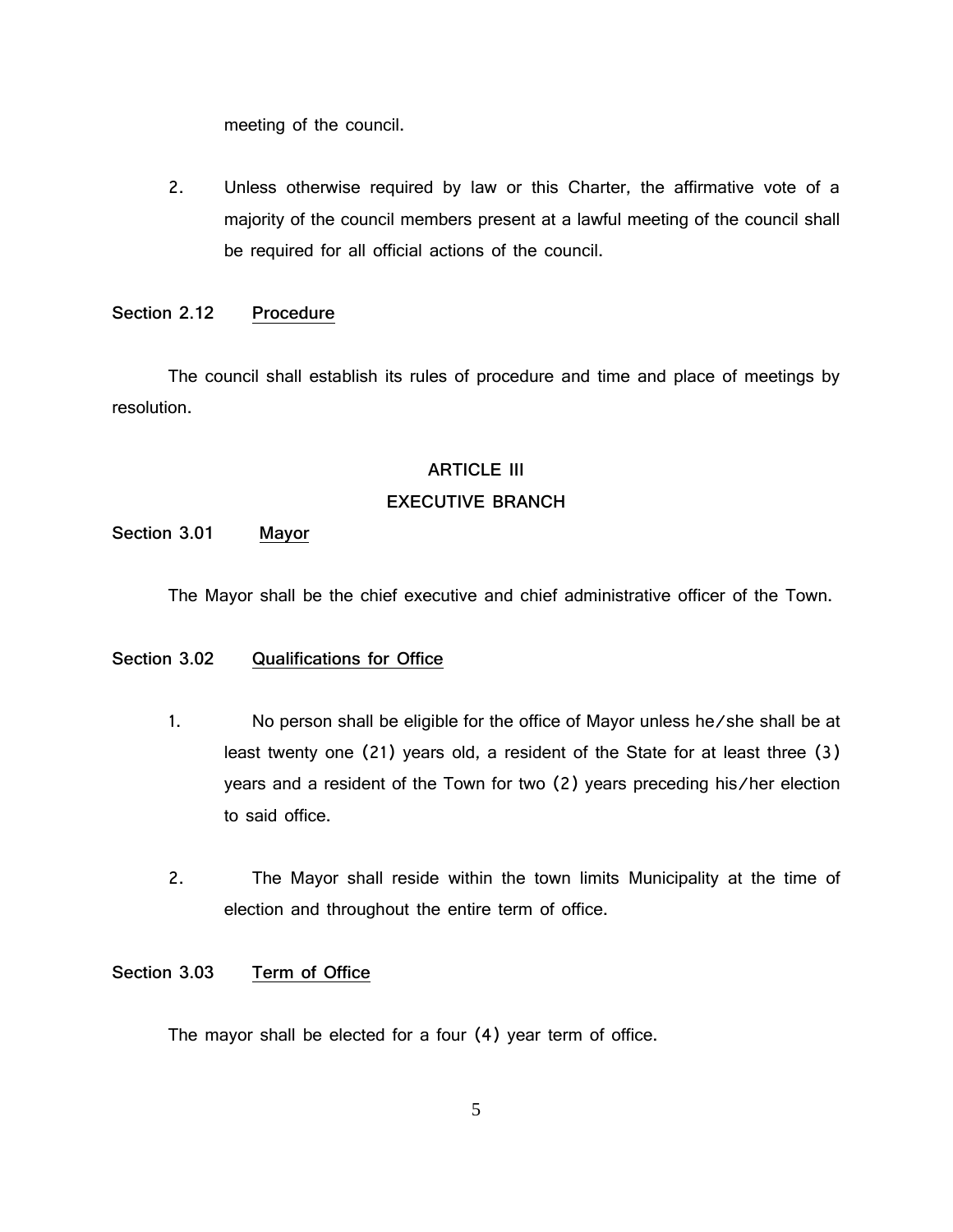meeting of the council.

2. Unless otherwise required by law or this Charter, the affirmative vote of a majority of the council members present at a lawful meeting of the council shall be required for all official actions of the council.

**Section 2.12 Procedure**

The council shall establish its rules of procedure and time and place of meetings by resolution.

## ARTICLE III
## EXECUTIVE BRANCH

**Section 3.01 Mayor**

The Mayor shall be the chief executive and chief administrative officer of the Town.

**Section 3.02 Qualifications for Office**

1. No person shall be eligible for the office of Mayor unless he/she shall be at least twenty one (21) years old, a resident of the State for at least three (3) years and a resident of the Town for two (2) years preceding his/her election to said office.

2. The Mayor shall reside within the town limits Municipality at the time of election and throughout the entire term of office.

**Section 3.03 Term of Office**

The mayor shall be elected for a four (4) year term of office.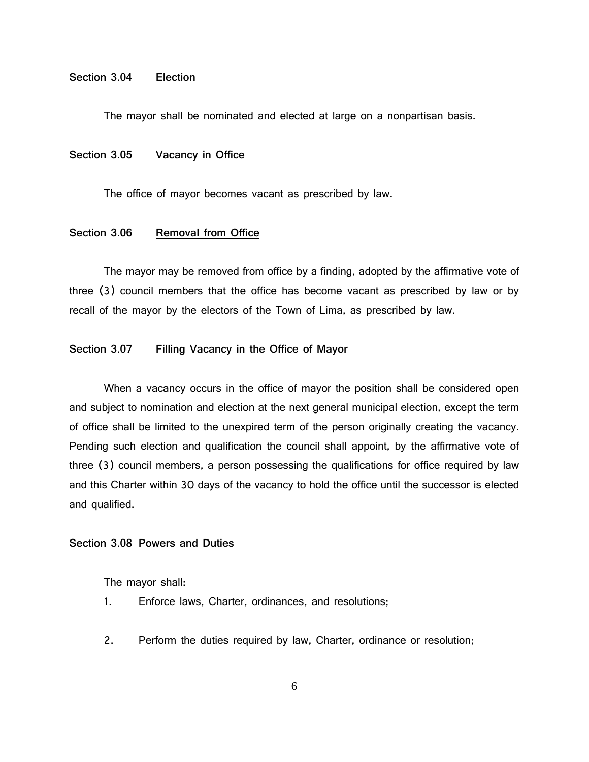**Section 3.04 Election**

The mayor shall be nominated and elected at large on a nonpartisan basis.

**Section 3.05 Vacancy in Office**

The office of mayor becomes vacant as prescribed by law.

**Section 3.06 Removal from Office**

The mayor may be removed from office by a finding, adopted by the affirmative vote of three (3) council members that the office has become vacant as prescribed by law or by recall of the mayor by the electors of the Town of Lima, as prescribed by law.

**Section 3.07 Filling Vacancy in the Office of Mayor**

When a vacancy occurs in the office of mayor the position shall be considered open and subject to nomination and election at the next general municipal election, except the term of office shall be limited to the unexpired term of the person originally creating the vacancy. Pending such election and qualification the council shall appoint, by the affirmative vote of three (3) council members, a person possessing the qualifications for office required by law and this Charter within 30 days of the vacancy to hold the office until the successor is elected and qualified.

**Section 3.08 Powers and Duties**

The mayor shall:

1. Enforce laws, Charter, ordinances, and resolutions;

2. Perform the duties required by law, Charter, ordinance or resolution;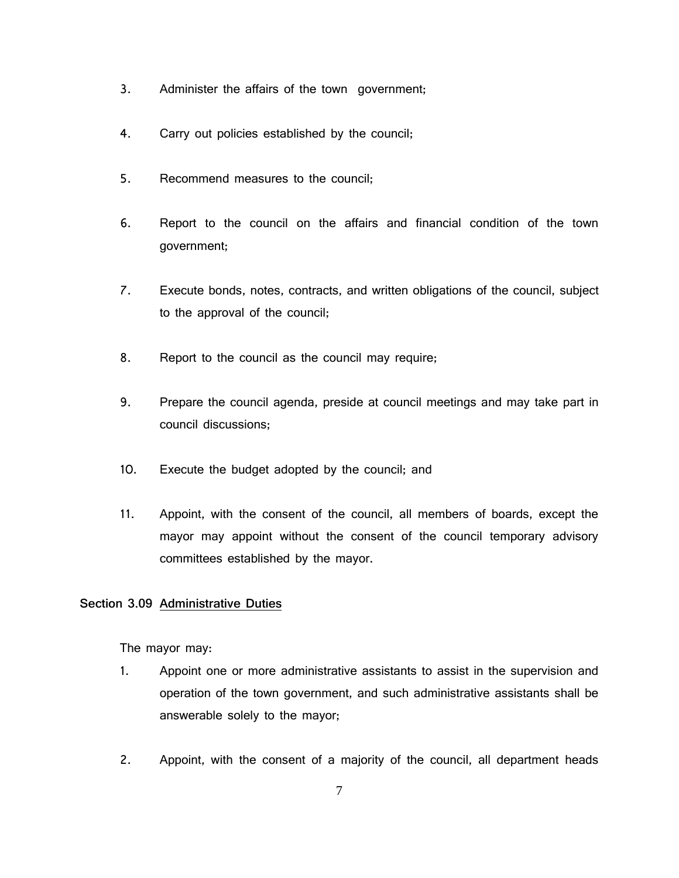3. Administer the affairs of the town government;

4. Carry out policies established by the council;

5. Recommend measures to the council;

6. Report to the council on the affairs and financial condition of the town government;

7. Execute bonds, notes, contracts, and written obligations of the council, subject to the approval of the council;

8. Report to the council as the council may require;

9. Prepare the council agenda, preside at council meetings and may take part in council discussions;

10. Execute the budget adopted by the council; and

11. Appoint, with the consent of the council, all members of boards, except the mayor may appoint without the consent of the council temporary advisory committees established by the mayor.

**Section 3.09 Administrative Duties**

The mayor may:

1. Appoint one or more administrative assistants to assist in the supervision and operation of the town government, and such administrative assistants shall be answerable solely to the mayor;

2. Appoint, with the consent of a majority of the council, all department heads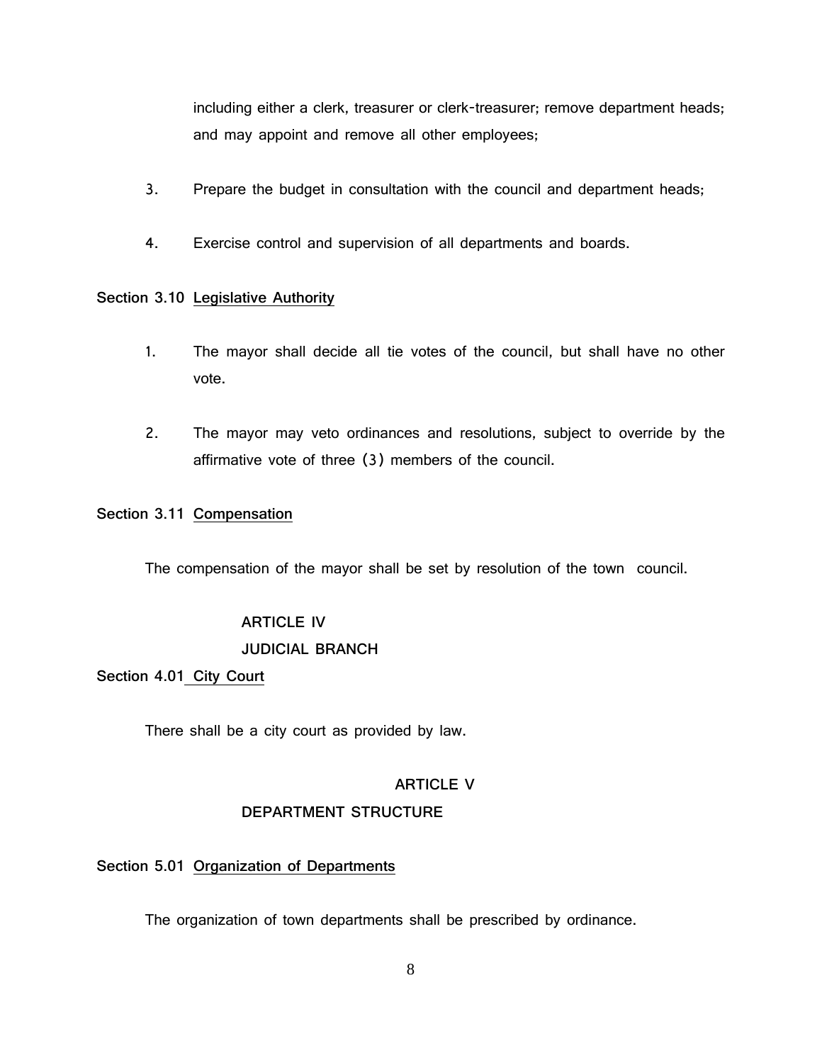including either a clerk, treasurer or clerk-treasurer; remove department heads; and may appoint and remove all other employees;

3. Prepare the budget in consultation with the council and department heads;

4. Exercise control and supervision of all departments and boards.

**Section 3.10 <u>Legislative Authority</u>**

1. The mayor shall decide all tie votes of the council, but shall have no other vote.

2. The mayor may veto ordinances and resolutions, subject to override by the affirmative vote of three (3) members of the council.

**Section 3.11 <u>Compensation</u>**

The compensation of the mayor shall be set by resolution of the town council.

## ARTICLE IV
## JUDICIAL BRANCH

**Section 4.01 <u>City Court</u>**

There shall be a city court as provided by law.

## ARTICLE V
## DEPARTMENT STRUCTURE

**Section 5.01 <u>Organization of Departments</u>**

The organization of town departments shall be prescribed by ordinance.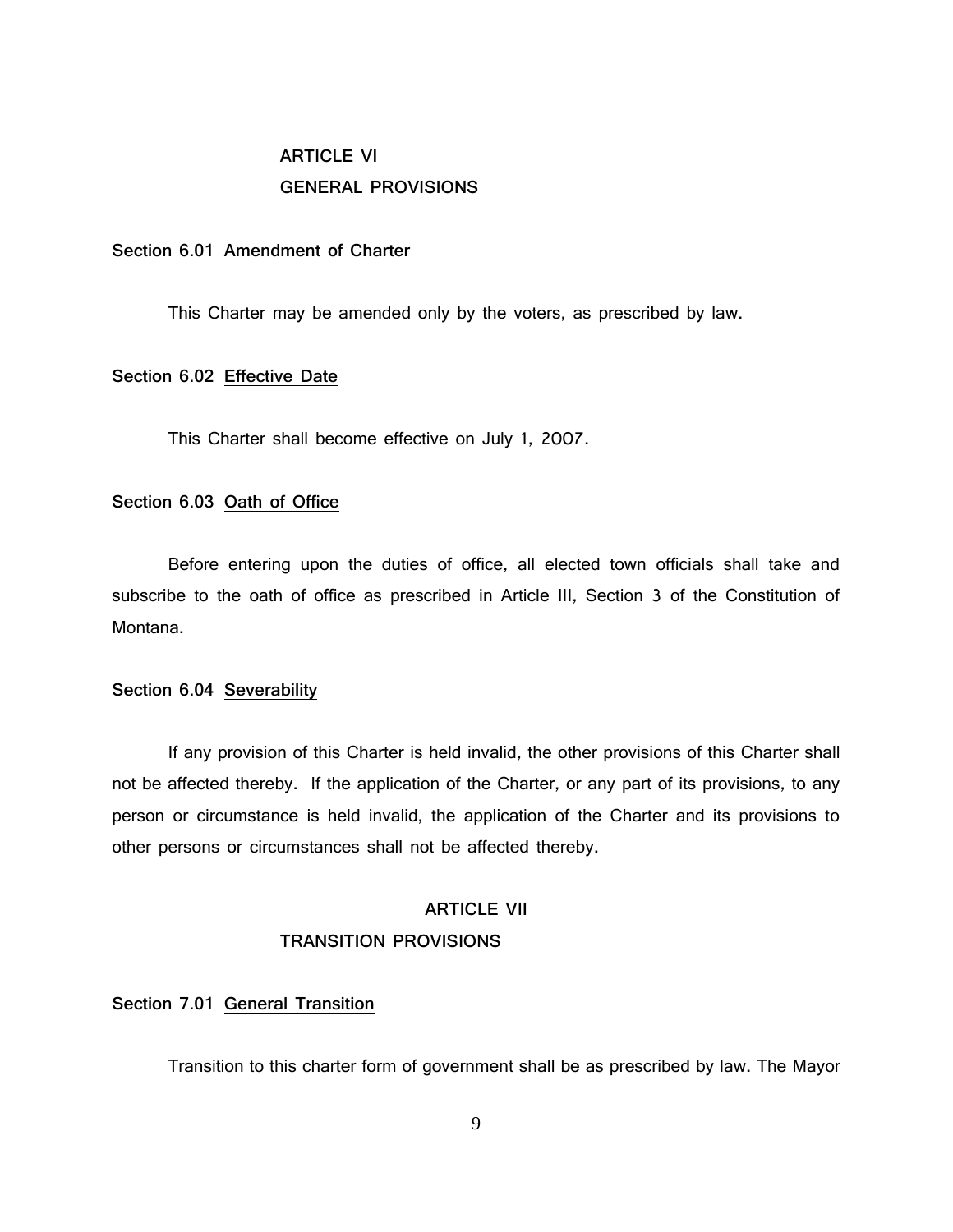## ARTICLE VI
## GENERAL PROVISIONS

**Section 6.01 Amendment of Charter**

This Charter may be amended only by the voters, as prescribed by law.

**Section 6.02 Effective Date**

This Charter shall become effective on July 1, 2007.

**Section 6.03 Oath of Office**

Before entering upon the duties of office, all elected town officials shall take and subscribe to the oath of office as prescribed in Article III, Section 3 of the Constitution of Montana.

**Section 6.04 Severability**

If any provision of this Charter is held invalid, the other provisions of this Charter shall not be affected thereby. If the application of the Charter, or any part of its provisions, to any person or circumstance is held invalid, the application of the Charter and its provisions to other persons or circumstances shall not be affected thereby.

## ARTICLE VII
## TRANSITION PROVISIONS

**Section 7.01 General Transition**

Transition to this charter form of government shall be as prescribed by law. The Mayor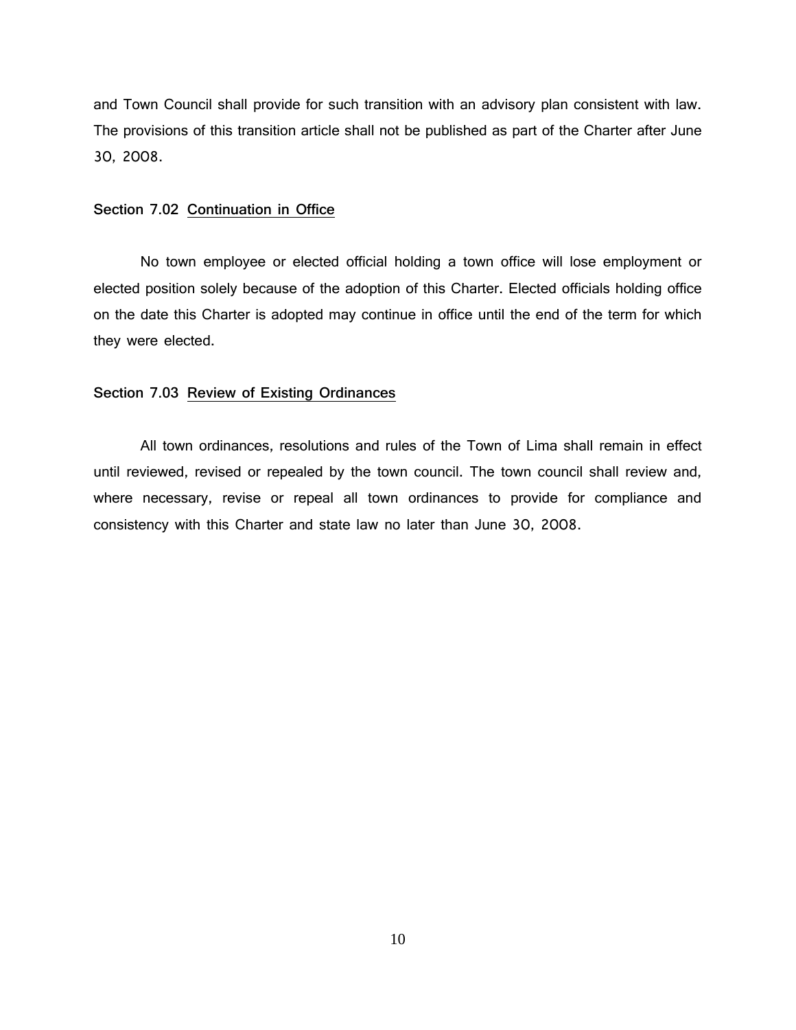and Town Council shall provide for such transition with an advisory plan consistent with law. The provisions of this transition article shall not be published as part of the Charter after June 30, 2008.

### Section 7.02 Continuation in Office

No town employee or elected official holding a town office will lose employment or elected position solely because of the adoption of this Charter. Elected officials holding office on the date this Charter is adopted may continue in office until the end of the term for which they were elected.

### Section 7.03 Review of Existing Ordinances

All town ordinances, resolutions and rules of the Town of Lima shall remain in effect until reviewed, revised or repealed by the town council. The town council shall review and, where necessary, revise or repeal all town ordinances to provide for compliance and consistency with this Charter and state law no later than June 30, 2008.